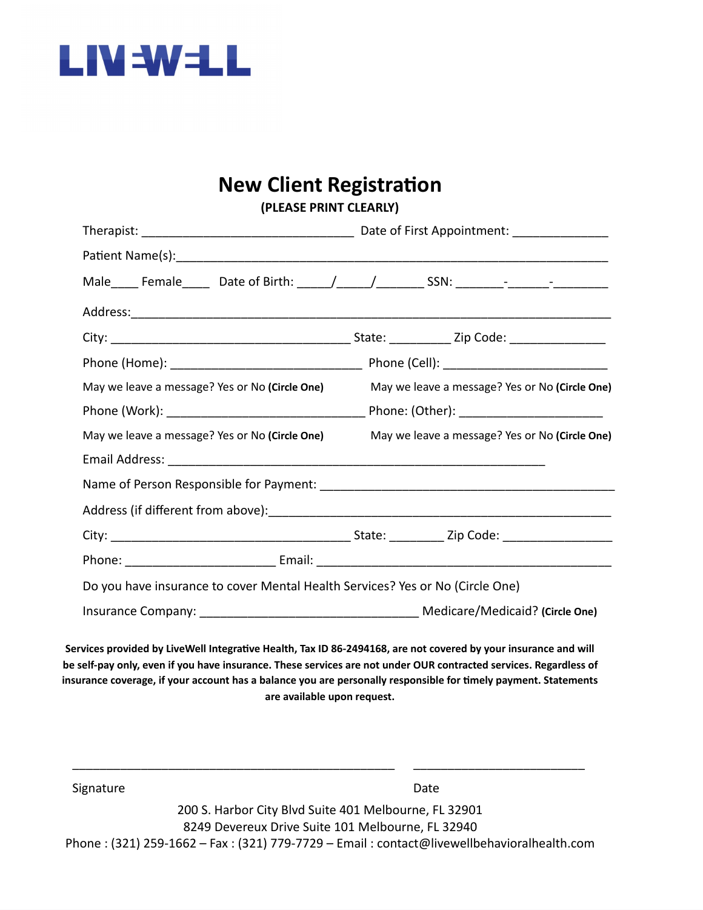LIVEWELL

# New Client Registration

**(PLEASE PRINT CLEARLY)**

Therapist: ______________________________ Date of First Appointment: _____________

Patient Name(s):____________________________________________________________

Male____ Female____ Date of Birth: _____/_____/_______ SSN: _______-______-________

Address:_____________________________________________________________________

City: __________________________________ State: _________ Zip Code: ______________

Phone (Home): ___________________________ Phone (Cell): _______________________

May we leave a message? Yes or No **(Circle One)** May we leave a message? Yes or No **(Circle One)**

Phone (Work): ____________________________ Phone: (Other): _____________________

May we leave a message? Yes or No **(Circle One)** May we leave a message? Yes or No **(Circle One)**

Email Address: _______________________________________________________

Name of Person Responsible for Payment: __________________________________________

Address (if different from above):________________________________________________

City: __________________________________ State: ________ Zip Code: ________________

Phone: ______________________ Email: ____________________________________________

Do you have insurance to cover Mental Health Services? Yes or No (Circle One)

Insurance Company: ________________________________ Medicare/Medicaid? **(Circle One)**

**Services provided by LiveWell Integrative Health, Tax ID 86-2494168, are not covered by your insurance and will be self-pay only, even if you have insurance. These services are not under OUR contracted services. Regardless of insurance coverage, if your account has a balance you are personally responsible for timely payment. Statements are available upon request.**

_______________________________________________ _________________________

Signature Date

200 S. Harbor City Blvd Suite 401 Melbourne, FL 32901
8249 Devereux Drive Suite 101 Melbourne, FL 32940
Phone : (321) 259-1662 – Fax : (321) 779-7729 – Email : contact@livewellbehavioralhealth.com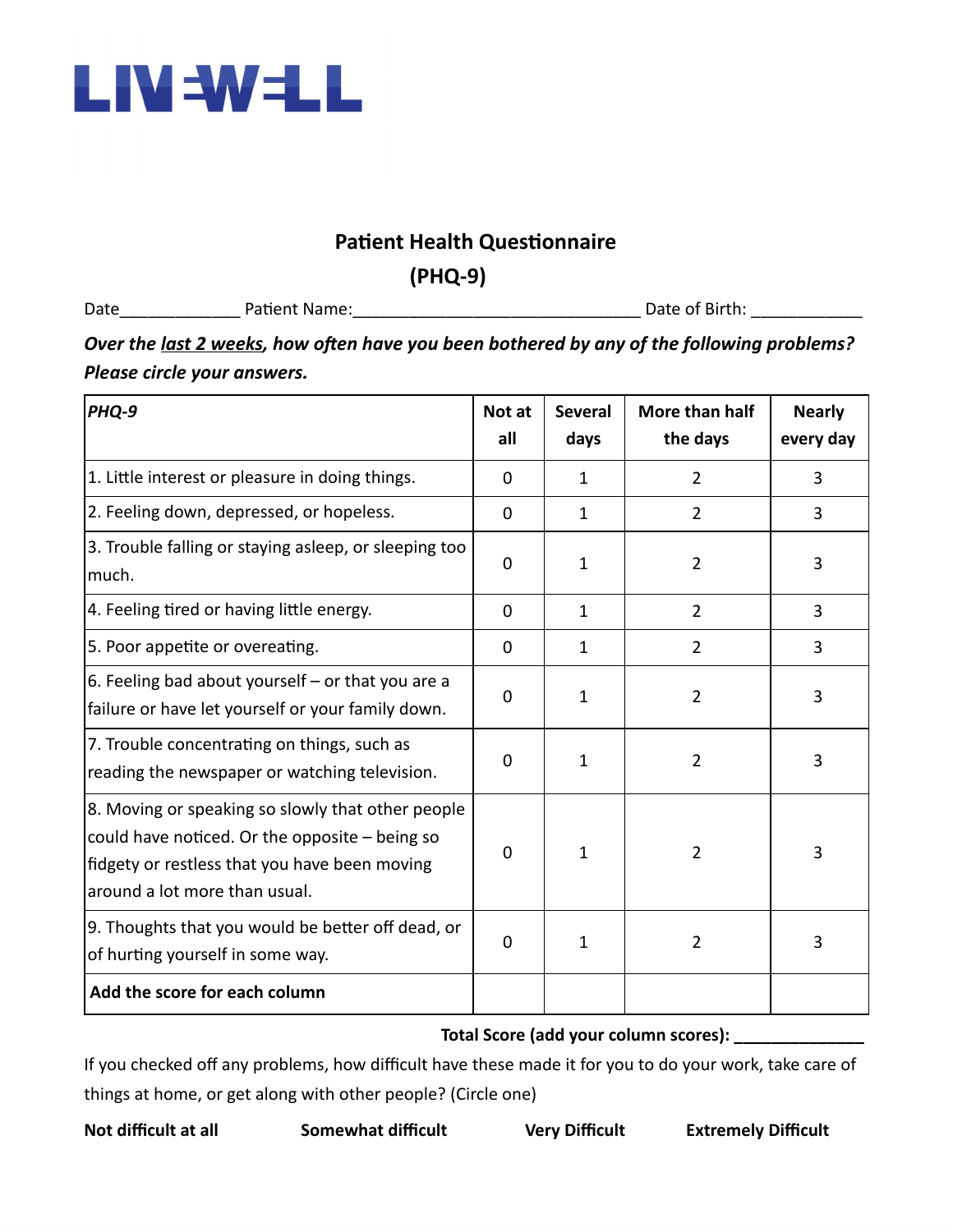LIVEWELL

## Patient Health Questionnaire

## (PHQ-9)

Date_____________ Patient Name:_______________________________ Date of Birth: ____________

***Over the last 2 weeks, how often have you been bothered by any of the following problems? Please circle your answers.***

| *PHQ-9* | Not at all | Several days | More than half the days | Nearly every day |
|---|---|---|---|---|
| 1. Little interest or pleasure in doing things. | 0 | 1 | 2 | 3 |
| 2. Feeling down, depressed, or hopeless. | 0 | 1 | 2 | 3 |
| 3. Trouble falling or staying asleep, or sleeping too much. | 0 | 1 | 2 | 3 |
| 4. Feeling tired or having little energy. | 0 | 1 | 2 | 3 |
| 5. Poor appetite or overeating. | 0 | 1 | 2 | 3 |
| 6. Feeling bad about yourself – or that you are a failure or have let yourself or your family down. | 0 | 1 | 2 | 3 |
| 7. Trouble concentrating on things, such as reading the newspaper or watching television. | 0 | 1 | 2 | 3 |
| 8. Moving or speaking so slowly that other people could have noticed. Or the opposite – being so fidgety or restless that you have been moving around a lot more than usual. | 0 | 1 | 2 | 3 |
| 9. Thoughts that you would be better off dead, or of hurting yourself in some way. | 0 | 1 | 2 | 3 |
| **Add the score for each column** | | | | |

**Total Score (add your column scores):** ______________

If you checked off any problems, how difficult have these made it for you to do your work, take care of things at home, or get along with other people? (Circle one)

**Not difficult at all** **Somewhat difficult** **Very Difficult** **Extremely Difficult**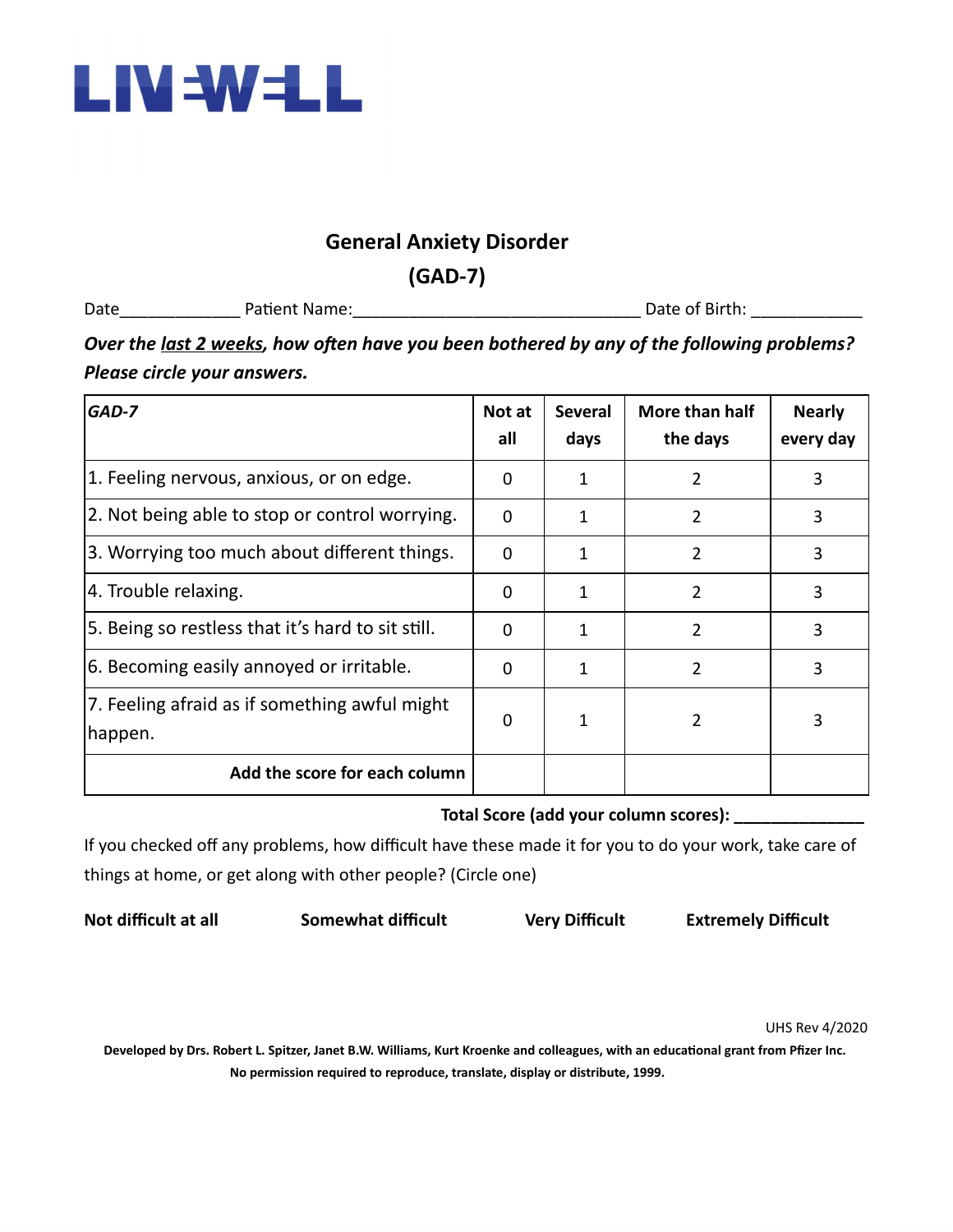LIVEWELL

## General Anxiety Disorder
## (GAD-7)

Date_____________ Patient Name:_______________________________ Date of Birth: ___________

***Over the <u>last 2 weeks</u>, how often have you been bothered by any of the following problems? Please circle your answers.***

| *GAD-7* | Not at all | Several days | More than half the days | Nearly every day |
|---|---|---|---|---|
| 1. Feeling nervous, anxious, or on edge. | 0 | 1 | 2 | 3 |
| 2. Not being able to stop or control worrying. | 0 | 1 | 2 | 3 |
| 3. Worrying too much about different things. | 0 | 1 | 2 | 3 |
| 4. Trouble relaxing. | 0 | 1 | 2 | 3 |
| 5. Being so restless that it's hard to sit still. | 0 | 1 | 2 | 3 |
| 6. Becoming easily annoyed or irritable. | 0 | 1 | 2 | 3 |
| 7. Feeling afraid as if something awful might happen. | 0 | 1 | 2 | 3 |
| **Add the score for each column** | | | | |

**Total Score (add your column scores): ______________**

If you checked off any problems, how difficult have these made it for you to do your work, take care of things at home, or get along with other people? (Circle one)

**Not difficult at all** **Somewhat difficult** **Very Difficult** **Extremely Difficult**

UHS Rev 4/2020

**Developed by Drs. Robert L. Spitzer, Janet B.W. Williams, Kurt Kroenke and colleagues, with an educational grant from Pfizer Inc. No permission required to reproduce, translate, display or distribute, 1999.**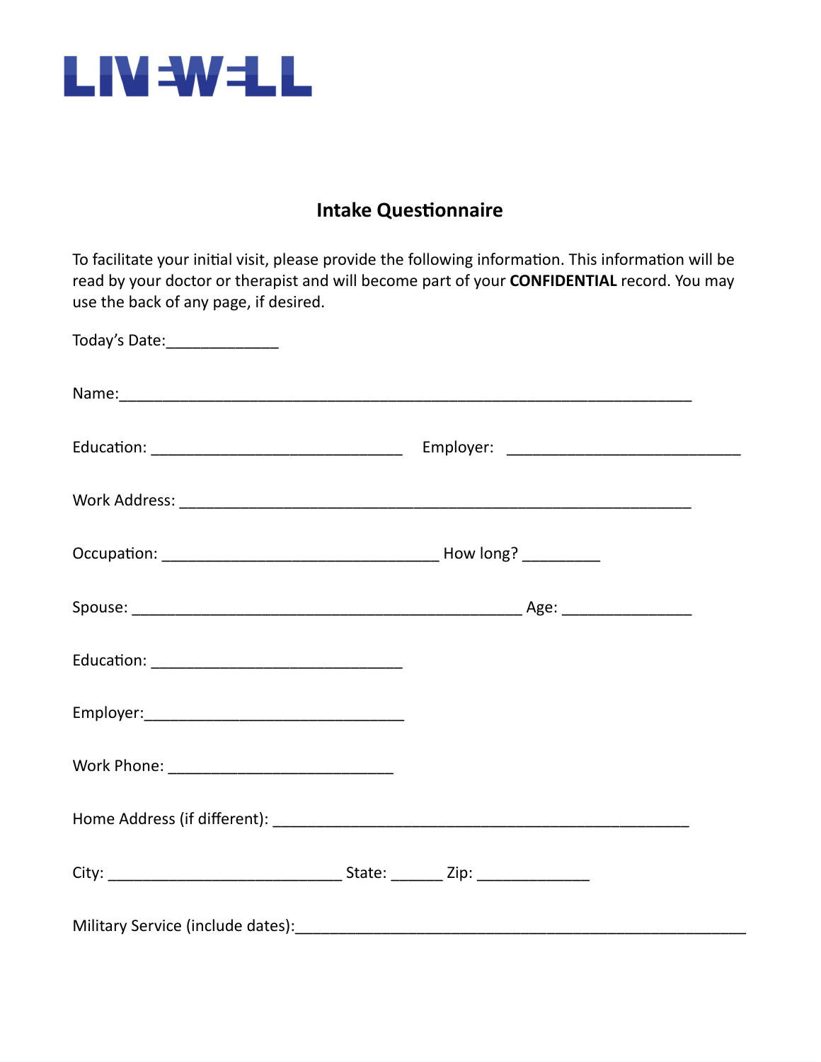LIVEWELL

## Intake Questionnaire

To facilitate your initial visit, please provide the following information. This information will be read by your doctor or therapist and will become part of your **CONFIDENTIAL** record. You may use the back of any page, if desired.

Today's Date:_____________

Name:___________________________________________________________________

Education: ______________________________ Employer: ____________________________

Work Address: ____________________________________________________________

Occupation: _________________________________ How long? _________

Spouse: _______________________________________________ Age: _______________

Education: ______________________________

Employer:_______________________________

Work Phone: ___________________________

Home Address (if different): __________________________________________________

City: ____________________________ State: ______ Zip: _____________

Military Service (include dates):______________________________________________________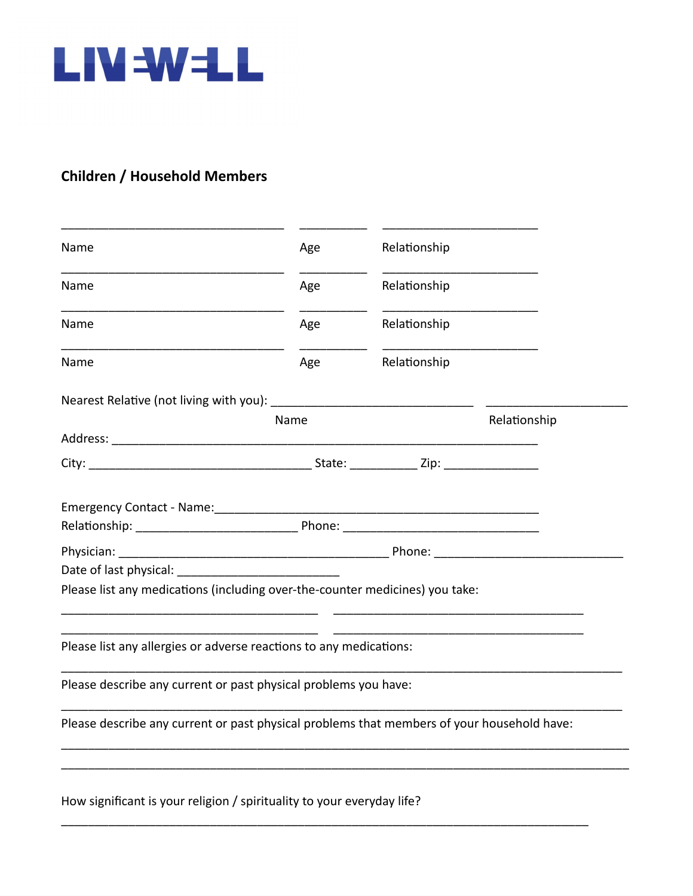LIVEWELL

**Children / Household Members**

| Name | Age | Relationship |
| --- | --- | --- |
| ________________________________ | __________ | ______________________ |
| ________________________________ | __________ | ______________________ |
| ________________________________ | __________ | ______________________ |
| ________________________________ | __________ | ______________________ |

Nearest Relative (not living with you): ____________________________ (Name) ____________________ (Relationship)

Address: ______________________________________________________________

City: ________________________________ State: __________ Zip: ______________

Emergency Contact - Name: ______________________________________________

Relationship: _______________________ Phone: ____________________________

Physician: ________________________________________ Phone: ___________________________

Date of last physical: ________________________

Please list any medications (including over-the-counter medicines) you take:

_____________________________________ _____________________________________

_____________________________________ _____________________________________

Please list any allergies or adverse reactions to any medications:

_______________________________________________________________________________

Please describe any current or past physical problems you have:

_______________________________________________________________________________

Please describe any current or past physical problems that members of your household have:

_______________________________________________________________________________

_______________________________________________________________________________

How significant is your religion / spirituality to your everyday life?

_____________________________________________________________________________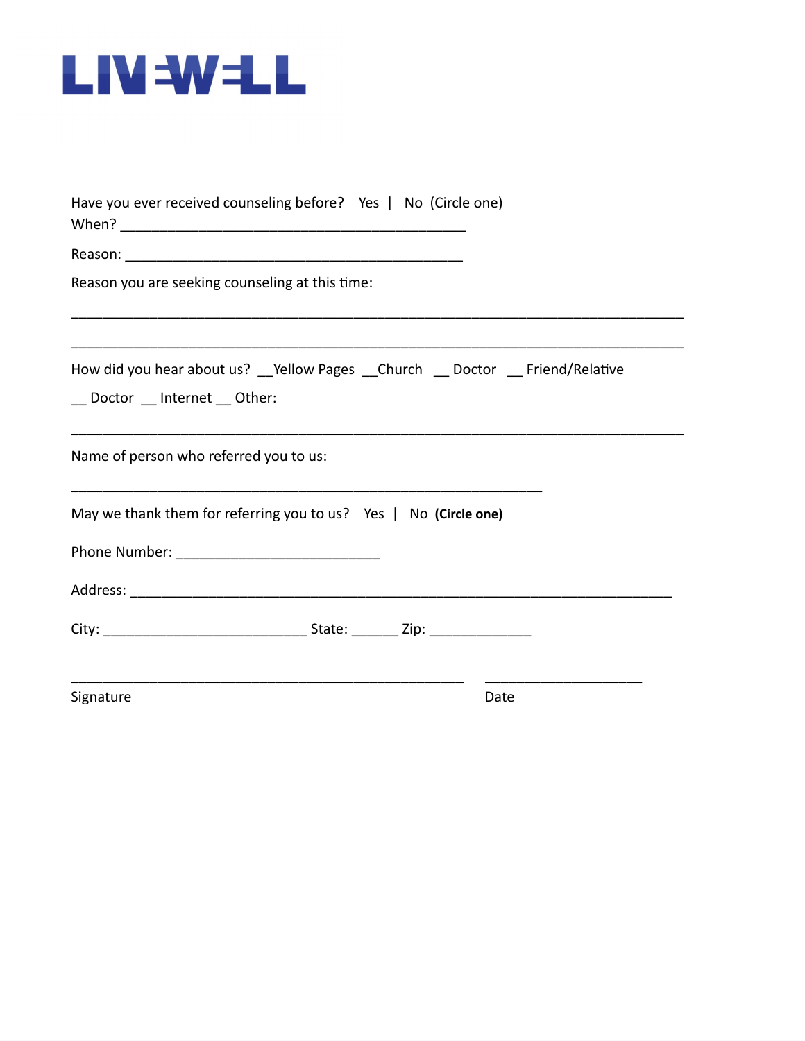# LIVEWELL

Have you ever received counseling before? Yes | No (Circle one)
When? ____________________________________________

Reason: ____________________________________________

Reason you are seeking counseling at this time:

________________________________________________________________________________

________________________________________________________________________________

How did you hear about us? __Yellow Pages __Church __ Doctor __ Friend/Relative

__ Doctor __ Internet __ Other:

________________________________________________________________________________

Name of person who referred you to us:

______________________________________________________________

May we thank them for referring you to us? Yes | No **(Circle one)**

Phone Number: __________________________

Address: ______________________________________________________________________

City: __________________________ State: ______ Zip: _____________

___________________________________________________ ____________________
Signature Date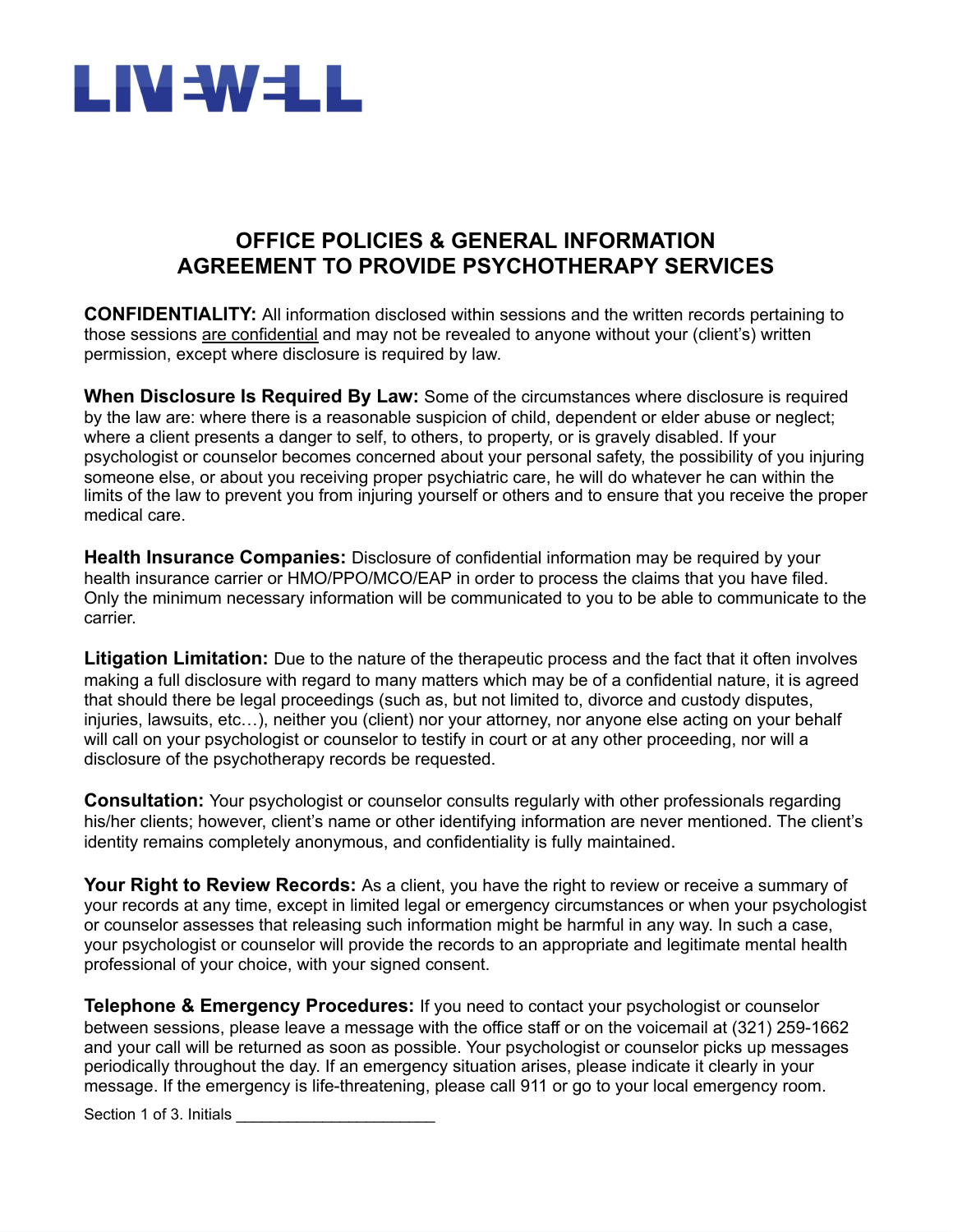LIVEWELL

# OFFICE POLICIES & GENERAL INFORMATION
# AGREEMENT TO PROVIDE PSYCHOTHERAPY SERVICES

**CONFIDENTIALITY:** All information disclosed within sessions and the written records pertaining to those sessions are confidential and may not be revealed to anyone without your (client's) written permission, except where disclosure is required by law.

**When Disclosure Is Required By Law:** Some of the circumstances where disclosure is required by the law are: where there is a reasonable suspicion of child, dependent or elder abuse or neglect; where a client presents a danger to self, to others, to property, or is gravely disabled. If your psychologist or counselor becomes concerned about your personal safety, the possibility of you injuring someone else, or about you receiving proper psychiatric care, he will do whatever he can within the limits of the law to prevent you from injuring yourself or others and to ensure that you receive the proper medical care.

**Health Insurance Companies:** Disclosure of confidential information may be required by your health insurance carrier or HMO/PPO/MCO/EAP in order to process the claims that you have filed. Only the minimum necessary information will be communicated to you to be able to communicate to the carrier.

**Litigation Limitation:** Due to the nature of the therapeutic process and the fact that it often involves making a full disclosure with regard to many matters which may be of a confidential nature, it is agreed that should there be legal proceedings (such as, but not limited to, divorce and custody disputes, injuries, lawsuits, etc…), neither you (client) nor your attorney, nor anyone else acting on your behalf will call on your psychologist or counselor to testify in court or at any other proceeding, nor will a disclosure of the psychotherapy records be requested.

**Consultation:** Your psychologist or counselor consults regularly with other professionals regarding his/her clients; however, client's name or other identifying information are never mentioned. The client's identity remains completely anonymous, and confidentiality is fully maintained.

**Your Right to Review Records:** As a client, you have the right to review or receive a summary of your records at any time, except in limited legal or emergency circumstances or when your psychologist or counselor assesses that releasing such information might be harmful in any way. In such a case, your psychologist or counselor will provide the records to an appropriate and legitimate mental health professional of your choice, with your signed consent.

**Telephone & Emergency Procedures:** If you need to contact your psychologist or counselor between sessions, please leave a message with the office staff or on the voicemail at (321) 259-1662 and your call will be returned as soon as possible. Your psychologist or counselor picks up messages periodically throughout the day. If an emergency situation arises, please indicate it clearly in your message. If the emergency is life-threatening, please call 911 or go to your local emergency room.

Section 1 of 3. Initials ______________________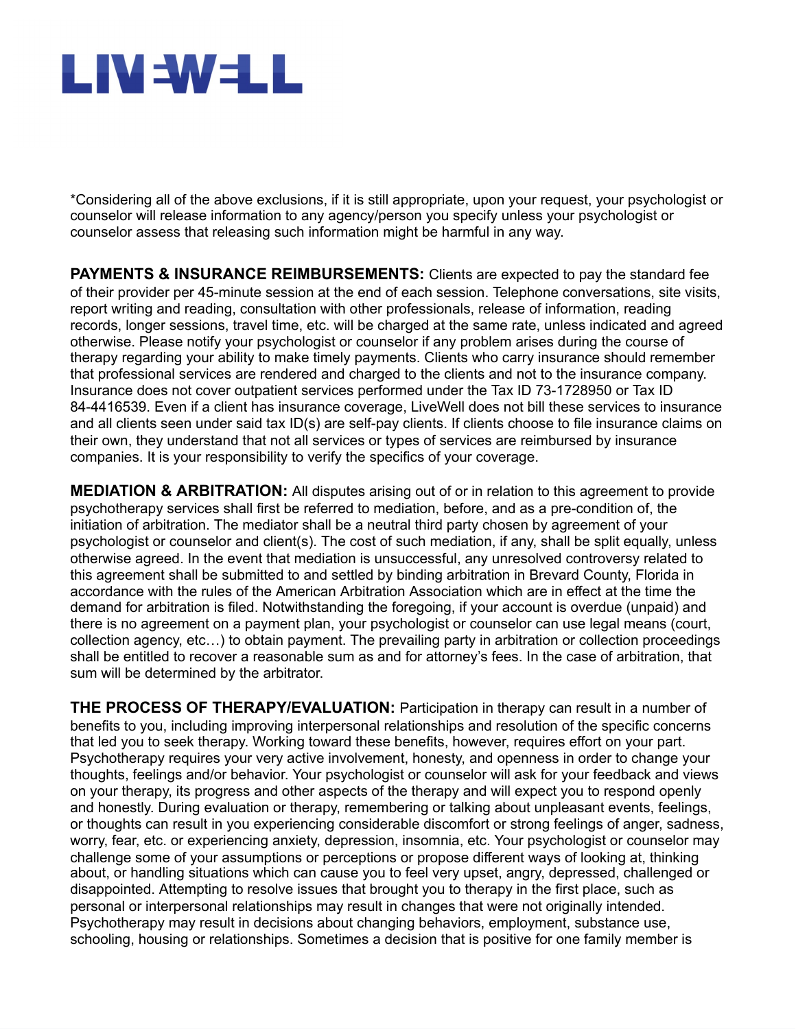*Considering all of the above exclusions, if it is still appropriate, upon your request, your psychologist or counselor will release information to any agency/person you specify unless your psychologist or counselor assess that releasing such information might be harmful in any way.

**PAYMENTS & INSURANCE REIMBURSEMENTS:** Clients are expected to pay the standard fee of their provider per 45-minute session at the end of each session. Telephone conversations, site visits, report writing and reading, consultation with other professionals, release of information, reading records, longer sessions, travel time, etc. will be charged at the same rate, unless indicated and agreed otherwise. Please notify your psychologist or counselor if any problem arises during the course of therapy regarding your ability to make timely payments. Clients who carry insurance should remember that professional services are rendered and charged to the clients and not to the insurance company. Insurance does not cover outpatient services performed under the Tax ID 73-1728950 or Tax ID 84-4416539. Even if a client has insurance coverage, LiveWell does not bill these services to insurance and all clients seen under said tax ID(s) are self-pay clients. If clients choose to file insurance claims on their own, they understand that not all services or types of services are reimbursed by insurance companies. It is your responsibility to verify the specifics of your coverage.

**MEDIATION & ARBITRATION:** All disputes arising out of or in relation to this agreement to provide psychotherapy services shall first be referred to mediation, before, and as a pre-condition of, the initiation of arbitration. The mediator shall be a neutral third party chosen by agreement of your psychologist or counselor and client(s). The cost of such mediation, if any, shall be split equally, unless otherwise agreed. In the event that mediation is unsuccessful, any unresolved controversy related to this agreement shall be submitted to and settled by binding arbitration in Brevard County, Florida in accordance with the rules of the American Arbitration Association which are in effect at the time the demand for arbitration is filed. Notwithstanding the foregoing, if your account is overdue (unpaid) and there is no agreement on a payment plan, your psychologist or counselor can use legal means (court, collection agency, etc…) to obtain payment. The prevailing party in arbitration or collection proceedings shall be entitled to recover a reasonable sum as and for attorney's fees. In the case of arbitration, that sum will be determined by the arbitrator.

**THE PROCESS OF THERAPY/EVALUATION:** Participation in therapy can result in a number of benefits to you, including improving interpersonal relationships and resolution of the specific concerns that led you to seek therapy. Working toward these benefits, however, requires effort on your part. Psychotherapy requires your very active involvement, honesty, and openness in order to change your thoughts, feelings and/or behavior. Your psychologist or counselor will ask for your feedback and views on your therapy, its progress and other aspects of the therapy and will expect you to respond openly and honestly. During evaluation or therapy, remembering or talking about unpleasant events, feelings, or thoughts can result in you experiencing considerable discomfort or strong feelings of anger, sadness, worry, fear, etc. or experiencing anxiety, depression, insomnia, etc. Your psychologist or counselor may challenge some of your assumptions or perceptions or propose different ways of looking at, thinking about, or handling situations which can cause you to feel very upset, angry, depressed, challenged or disappointed. Attempting to resolve issues that brought you to therapy in the first place, such as personal or interpersonal relationships may result in changes that were not originally intended. Psychotherapy may result in decisions about changing behaviors, employment, substance use, schooling, housing or relationships. Sometimes a decision that is positive for one family member is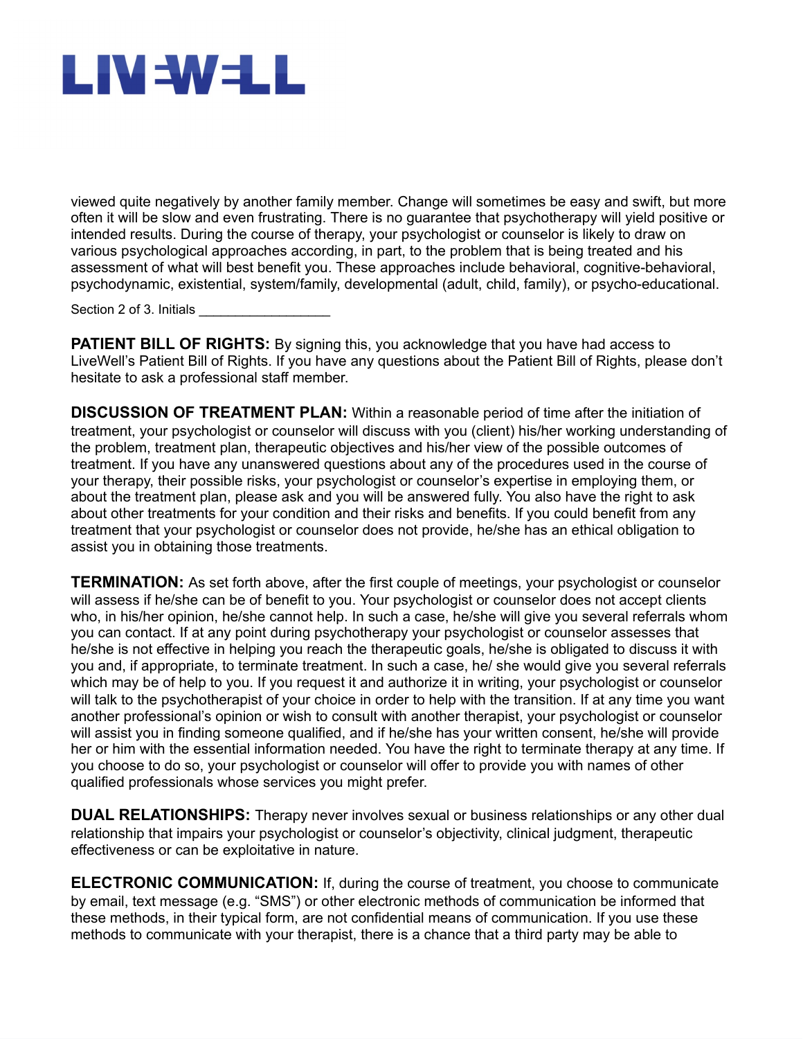viewed quite negatively by another family member. Change will sometimes be easy and swift, but more often it will be slow and even frustrating. There is no guarantee that psychotherapy will yield positive or intended results. During the course of therapy, your psychologist or counselor is likely to draw on various psychological approaches according, in part, to the problem that is being treated and his assessment of what will best benefit you. These approaches include behavioral, cognitive-behavioral, psychodynamic, existential, system/family, developmental (adult, child, family), or psycho-educational.

Section 2 of 3. Initials ___________________

**PATIENT BILL OF RIGHTS:** By signing this, you acknowledge that you have had access to LiveWell's Patient Bill of Rights. If you have any questions about the Patient Bill of Rights, please don't hesitate to ask a professional staff member.

**DISCUSSION OF TREATMENT PLAN:** Within a reasonable period of time after the initiation of treatment, your psychologist or counselor will discuss with you (client) his/her working understanding of the problem, treatment plan, therapeutic objectives and his/her view of the possible outcomes of treatment. If you have any unanswered questions about any of the procedures used in the course of your therapy, their possible risks, your psychologist or counselor's expertise in employing them, or about the treatment plan, please ask and you will be answered fully. You also have the right to ask about other treatments for your condition and their risks and benefits. If you could benefit from any treatment that your psychologist or counselor does not provide, he/she has an ethical obligation to assist you in obtaining those treatments.

**TERMINATION:** As set forth above, after the first couple of meetings, your psychologist or counselor will assess if he/she can be of benefit to you. Your psychologist or counselor does not accept clients who, in his/her opinion, he/she cannot help. In such a case, he/she will give you several referrals whom you can contact. If at any point during psychotherapy your psychologist or counselor assesses that he/she is not effective in helping you reach the therapeutic goals, he/she is obligated to discuss it with you and, if appropriate, to terminate treatment. In such a case, he/ she would give you several referrals which may be of help to you. If you request it and authorize it in writing, your psychologist or counselor will talk to the psychotherapist of your choice in order to help with the transition. If at any time you want another professional's opinion or wish to consult with another therapist, your psychologist or counselor will assist you in finding someone qualified, and if he/she has your written consent, he/she will provide her or him with the essential information needed. You have the right to terminate therapy at any time. If you choose to do so, your psychologist or counselor will offer to provide you with names of other qualified professionals whose services you might prefer.

**DUAL RELATIONSHIPS:** Therapy never involves sexual or business relationships or any other dual relationship that impairs your psychologist or counselor's objectivity, clinical judgment, therapeutic effectiveness or can be exploitative in nature.

**ELECTRONIC COMMUNICATION:** If, during the course of treatment, you choose to communicate by email, text message (e.g. "SMS") or other electronic methods of communication be informed that these methods, in their typical form, are not confidential means of communication. If you use these methods to communicate with your therapist, there is a chance that a third party may be able to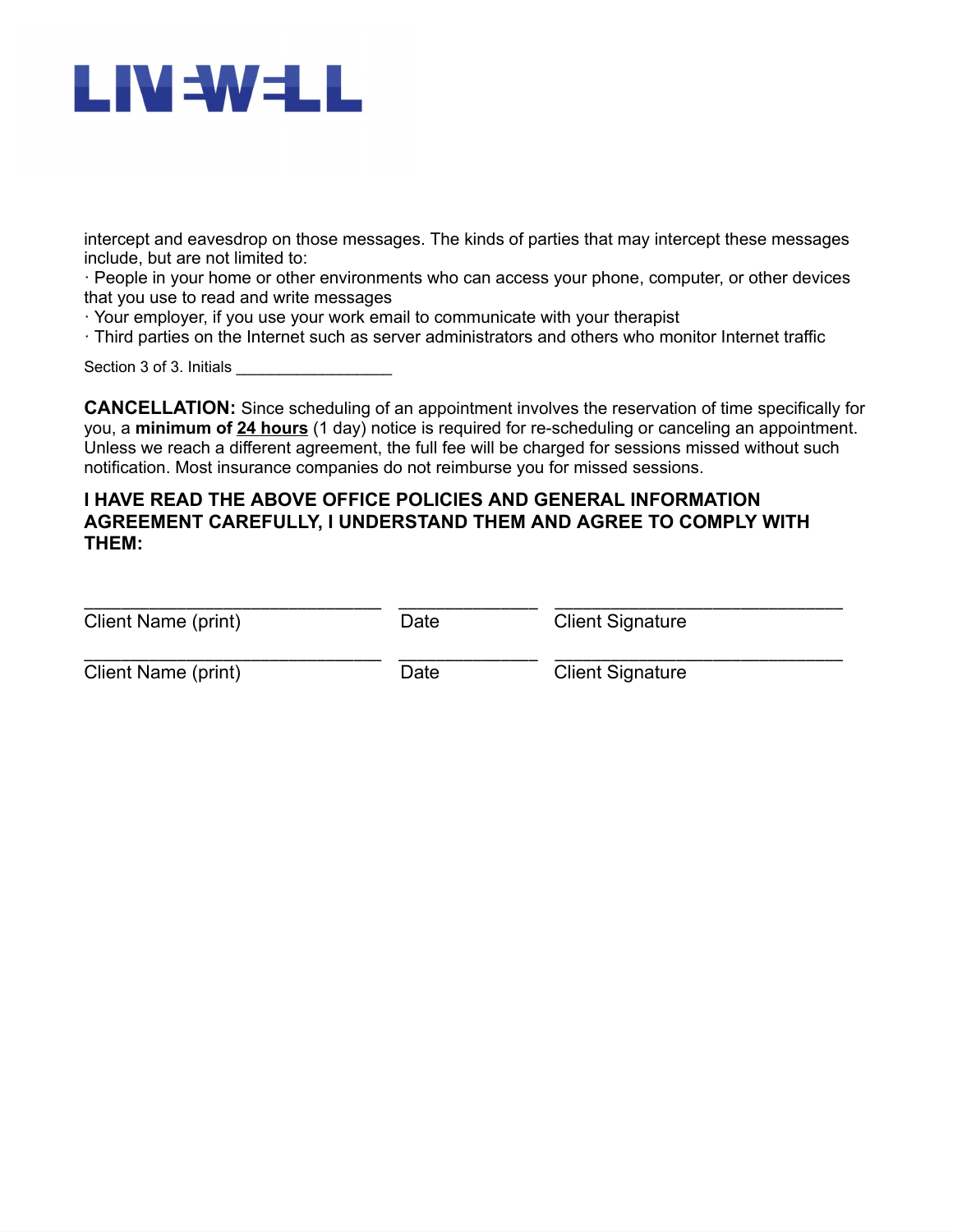intercept and eavesdrop on those messages. The kinds of parties that may intercept these messages include, but are not limited to:

- People in your home or other environments who can access your phone, computer, or other devices that you use to read and write messages
- Your employer, if you use your work email to communicate with your therapist
- Third parties on the Internet such as server administrators and others who monitor Internet traffic

Section 3 of 3. Initials ___________________

**CANCELLATION:** Since scheduling of an appointment involves the reservation of time specifically for you, a **minimum of <u>24 hours</u>** (1 day) notice is required for re-scheduling or canceling an appointment. Unless we reach a different agreement, the full fee will be charged for sessions missed without such notification. Most insurance companies do not reimburse you for missed sessions.

**I HAVE READ THE ABOVE OFFICE POLICIES AND GENERAL INFORMATION AGREEMENT CAREFULLY, I UNDERSTAND THEM AND AGREE TO COMPLY WITH THEM:**

| ______________________________ | ______________ | ______________________________ |
|---|---|---|
| Client Name (print) | Date | Client Signature |
| ______________________________ | ______________ | ______________________________ |
| Client Name (print) | Date | Client Signature |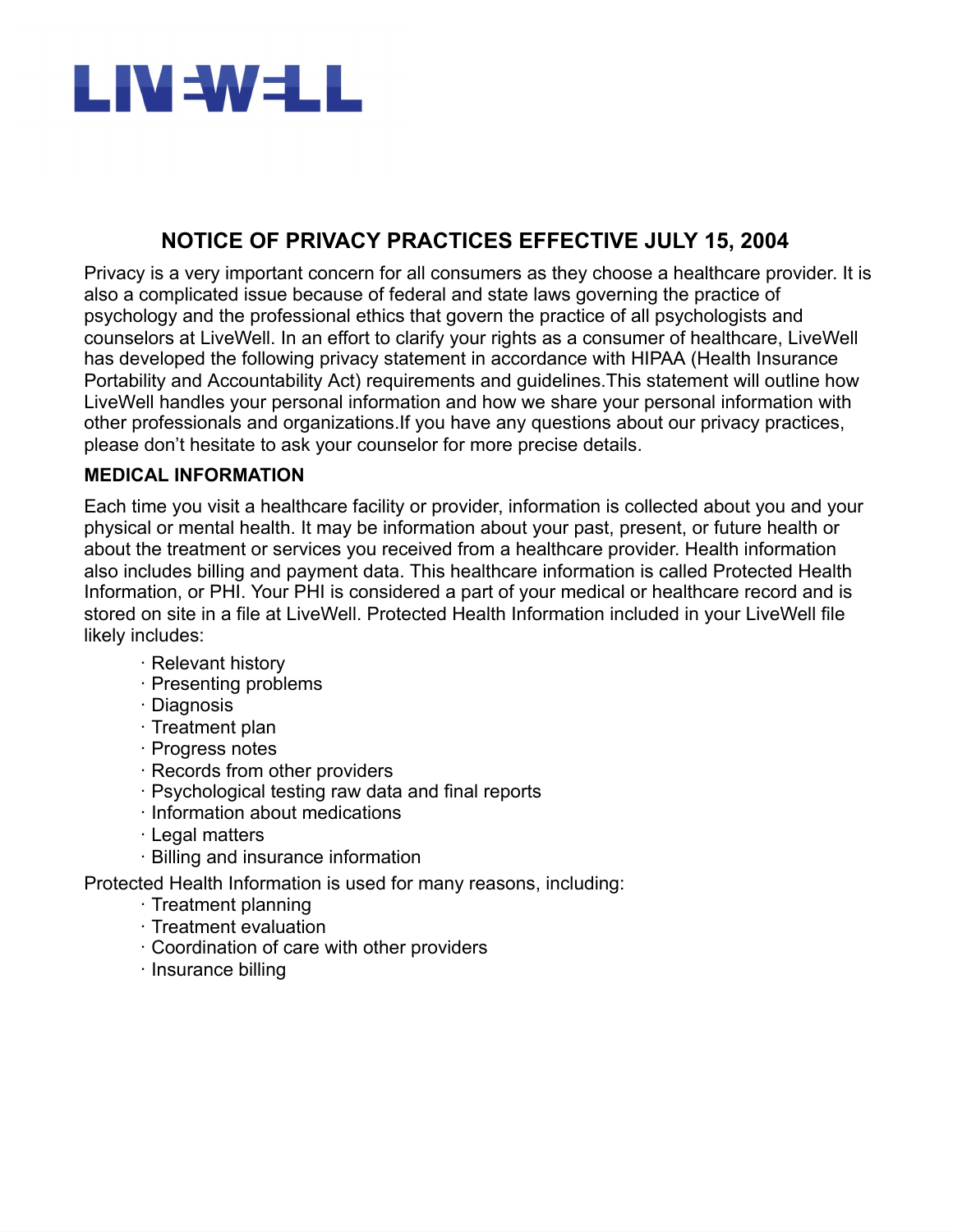# LIVEWELL

## NOTICE OF PRIVACY PRACTICES EFFECTIVE JULY 15, 2004

Privacy is a very important concern for all consumers as they choose a healthcare provider. It is also a complicated issue because of federal and state laws governing the practice of psychology and the professional ethics that govern the practice of all psychologists and counselors at LiveWell. In an effort to clarify your rights as a consumer of healthcare, LiveWell has developed the following privacy statement in accordance with HIPAA (Health Insurance Portability and Accountability Act) requirements and guidelines.This statement will outline how LiveWell handles your personal information and how we share your personal information with other professionals and organizations.If you have any questions about our privacy practices, please don't hesitate to ask your counselor for more precise details.

### MEDICAL INFORMATION

Each time you visit a healthcare facility or provider, information is collected about you and your physical or mental health. It may be information about your past, present, or future health or about the treatment or services you received from a healthcare provider. Health information also includes billing and payment data. This healthcare information is called Protected Health Information, or PHI. Your PHI is considered a part of your medical or healthcare record and is stored on site in a file at LiveWell. Protected Health Information included in your LiveWell file likely includes:

- Relevant history
- Presenting problems
- Diagnosis
- Treatment plan
- Progress notes
- Records from other providers
- Psychological testing raw data and final reports
- Information about medications
- Legal matters
- Billing and insurance information

Protected Health Information is used for many reasons, including:

- Treatment planning
- Treatment evaluation
- Coordination of care with other providers
- Insurance billing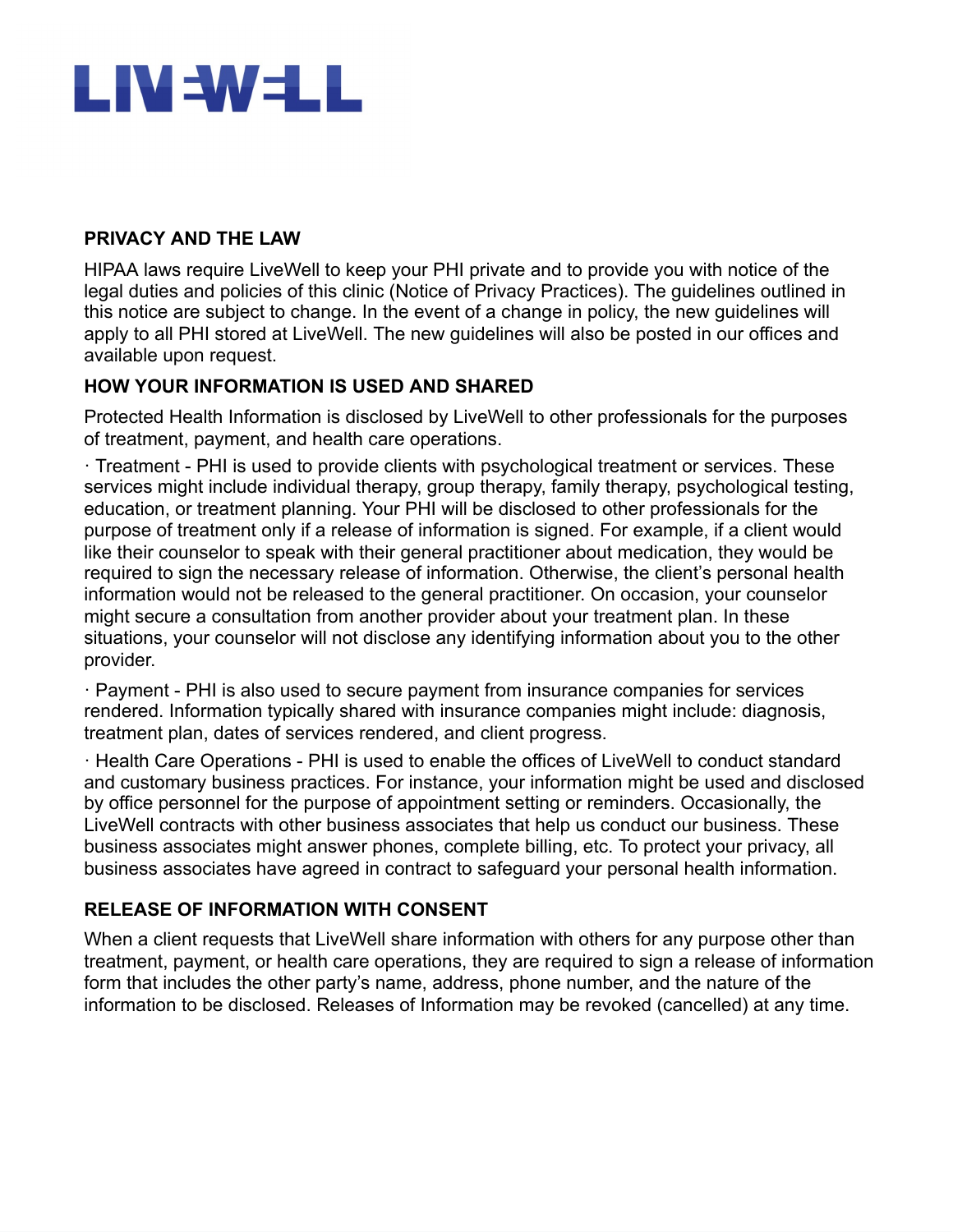LIVEWELL

## PRIVACY AND THE LAW

HIPAA laws require LiveWell to keep your PHI private and to provide you with notice of the legal duties and policies of this clinic (Notice of Privacy Practices). The guidelines outlined in this notice are subject to change. In the event of a change in policy, the new guidelines will apply to all PHI stored at LiveWell. The new guidelines will also be posted in our offices and available upon request.

## HOW YOUR INFORMATION IS USED AND SHARED

Protected Health Information is disclosed by LiveWell to other professionals for the purposes of treatment, payment, and health care operations.

· Treatment - PHI is used to provide clients with psychological treatment or services. These services might include individual therapy, group therapy, family therapy, psychological testing, education, or treatment planning. Your PHI will be disclosed to other professionals for the purpose of treatment only if a release of information is signed. For example, if a client would like their counselor to speak with their general practitioner about medication, they would be required to sign the necessary release of information. Otherwise, the client's personal health information would not be released to the general practitioner. On occasion, your counselor might secure a consultation from another provider about your treatment plan. In these situations, your counselor will not disclose any identifying information about you to the other provider.

· Payment - PHI is also used to secure payment from insurance companies for services rendered. Information typically shared with insurance companies might include: diagnosis, treatment plan, dates of services rendered, and client progress.

· Health Care Operations - PHI is used to enable the offices of LiveWell to conduct standard and customary business practices. For instance, your information might be used and disclosed by office personnel for the purpose of appointment setting or reminders. Occasionally, the LiveWell contracts with other business associates that help us conduct our business. These business associates might answer phones, complete billing, etc. To protect your privacy, all business associates have agreed in contract to safeguard your personal health information.

## RELEASE OF INFORMATION WITH CONSENT

When a client requests that LiveWell share information with others for any purpose other than treatment, payment, or health care operations, they are required to sign a release of information form that includes the other party's name, address, phone number, and the nature of the information to be disclosed. Releases of Information may be revoked (cancelled) at any time.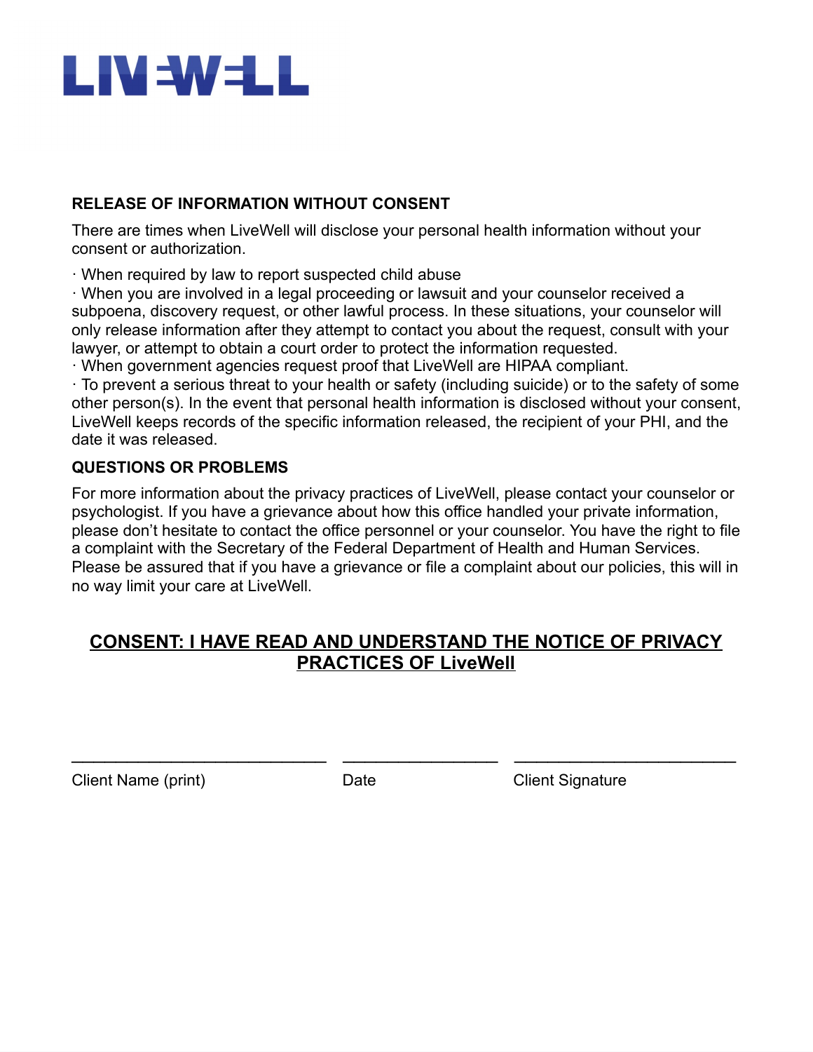**LIVEWELL**

**RELEASE OF INFORMATION WITHOUT CONSENT**

There are times when LiveWell will disclose your personal health information without your consent or authorization.

· When required by law to report suspected child abuse
· When you are involved in a legal proceeding or lawsuit and your counselor received a subpoena, discovery request, or other lawful process. In these situations, your counselor will only release information after they attempt to contact you about the request, consult with your lawyer, or attempt to obtain a court order to protect the information requested.
· When government agencies request proof that LiveWell are HIPAA compliant.
· To prevent a serious threat to your health or safety (including suicide) or to the safety of some other person(s). In the event that personal health information is disclosed without your consent, LiveWell keeps records of the specific information released, the recipient of your PHI, and the date it was released.

**QUESTIONS OR PROBLEMS**

For more information about the privacy practices of LiveWell, please contact your counselor or psychologist. If you have a grievance about how this office handled your private information, please don't hesitate to contact the office personnel or your counselor. You have the right to file a complaint with the Secretary of the Federal Department of Health and Human Services. Please be assured that if you have a grievance or file a complaint about our policies, this will in no way limit your care at LiveWell.

**CONSENT: I HAVE READ AND UNDERSTAND THE NOTICE OF PRIVACY PRACTICES OF LiveWell**

| ______________________________ | __________________ | __________________________ |
|---|---|---|
| Client Name (print) | Date | Client Signature |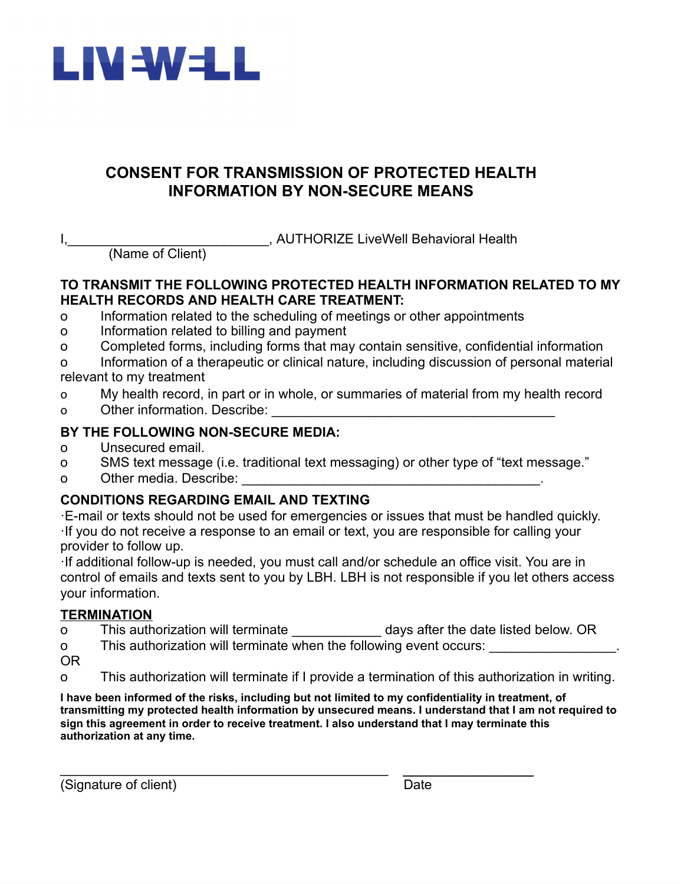LIVEWELL

# CONSENT FOR TRANSMISSION OF PROTECTED HEALTH INFORMATION BY NON-SECURE MEANS

I,___________________________, AUTHORIZE LiveWell Behavioral Health
(Name of Client)

**TO TRANSMIT THE FOLLOWING PROTECTED HEALTH INFORMATION RELATED TO MY HEALTH RECORDS AND HEALTH CARE TREATMENT:**

o Information related to the scheduling of meetings or other appointments
o Information related to billing and payment
o Completed forms, including forms that may contain sensitive, confidential information
o Information of a therapeutic or clinical nature, including discussion of personal material relevant to my treatment
o My health record, in part or in whole, or summaries of material from my health record
o Other information. Describe: _______________________________________

**BY THE FOLLOWING NON-SECURE MEDIA:**

o Unsecured email.
o SMS text message (i.e. traditional text messaging) or other type of "text message."
o Other media. Describe: _________________________________________.

**CONDITIONS REGARDING EMAIL AND TEXTING**

·E-mail or texts should not be used for emergencies or issues that must be handled quickly.
·If you do not receive a response to an email or text, you are responsible for calling your provider to follow up.
·If additional follow-up is needed, you must call and/or schedule an office visit. You are in control of emails and texts sent to you by LBH. LBH is not responsible if you let others access your information.

**TERMINATION**

o This authorization will terminate ____________ days after the date listed below. OR
o This authorization will terminate when the following event occurs: _________________. OR
o This authorization will terminate if I provide a termination of this authorization in writing.

**I have been informed of the risks, including but not limited to my confidentiality in treatment, of transmitting my protected health information by unsecured means. I understand that I am not required to sign this agreement in order to receive treatment. I also understand that I may terminate this authorization at any time.**

_____________________________________________ __________________
(Signature of client) Date